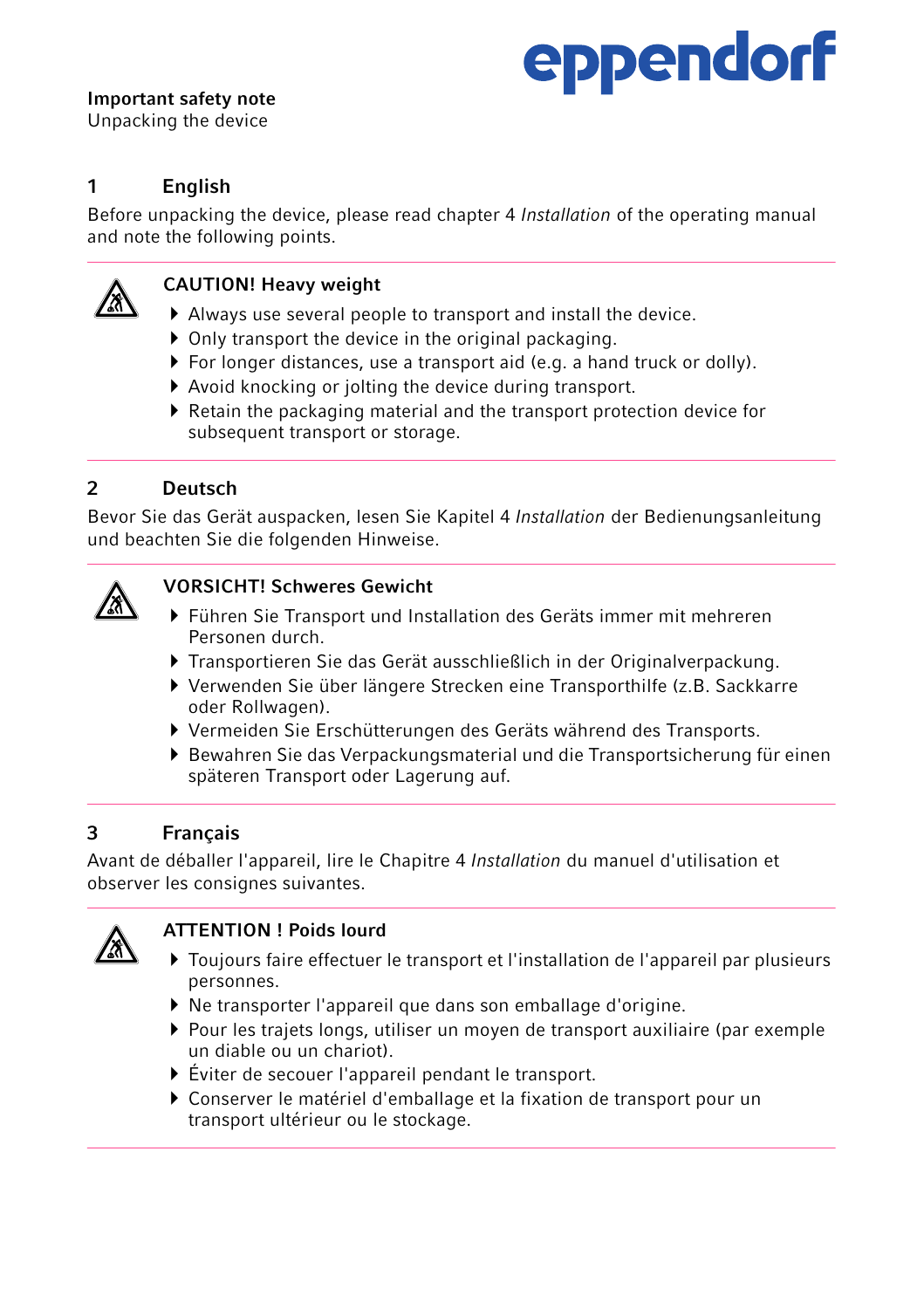eppendorf

**Important safety note**
Unpacking the device

## 1 English

Before unpacking the device, please read chapter 4 *Installation* of the operating manual and note the following points.

**CAUTION! Heavy weight**

- Always use several people to transport and install the device.
- Only transport the device in the original packaging.
- For longer distances, use a transport aid (e.g. a hand truck or dolly).
- Avoid knocking or jolting the device during transport.
- Retain the packaging material and the transport protection device for subsequent transport or storage.

## 2 Deutsch

Bevor Sie das Gerät auspacken, lesen Sie Kapitel 4 *Installation* der Bedienungsanleitung und beachten Sie die folgenden Hinweise.

**VORSICHT! Schweres Gewicht**

- Führen Sie Transport und Installation des Geräts immer mit mehreren Personen durch.
- Transportieren Sie das Gerät ausschließlich in der Originalverpackung.
- Verwenden Sie über längere Strecken eine Transporthilfe (z.B. Sackkarre oder Rollwagen).
- Vermeiden Sie Erschütterungen des Geräts während des Transports.
- Bewahren Sie das Verpackungsmaterial und die Transportsicherung für einen späteren Transport oder Lagerung auf.

## 3 Français

Avant de déballer l'appareil, lire le Chapitre 4 *Installation* du manuel d'utilisation et observer les consignes suivantes.

**ATTENTION ! Poids lourd**

- Toujours faire effectuer le transport et l'installation de l'appareil par plusieurs personnes.
- Ne transporter l'appareil que dans son emballage d'origine.
- Pour les trajets longs, utiliser un moyen de transport auxiliaire (par exemple un diable ou un chariot).
- Éviter de secouer l'appareil pendant le transport.
- Conserver le matériel d'emballage et la fixation de transport pour un transport ultérieur ou le stockage.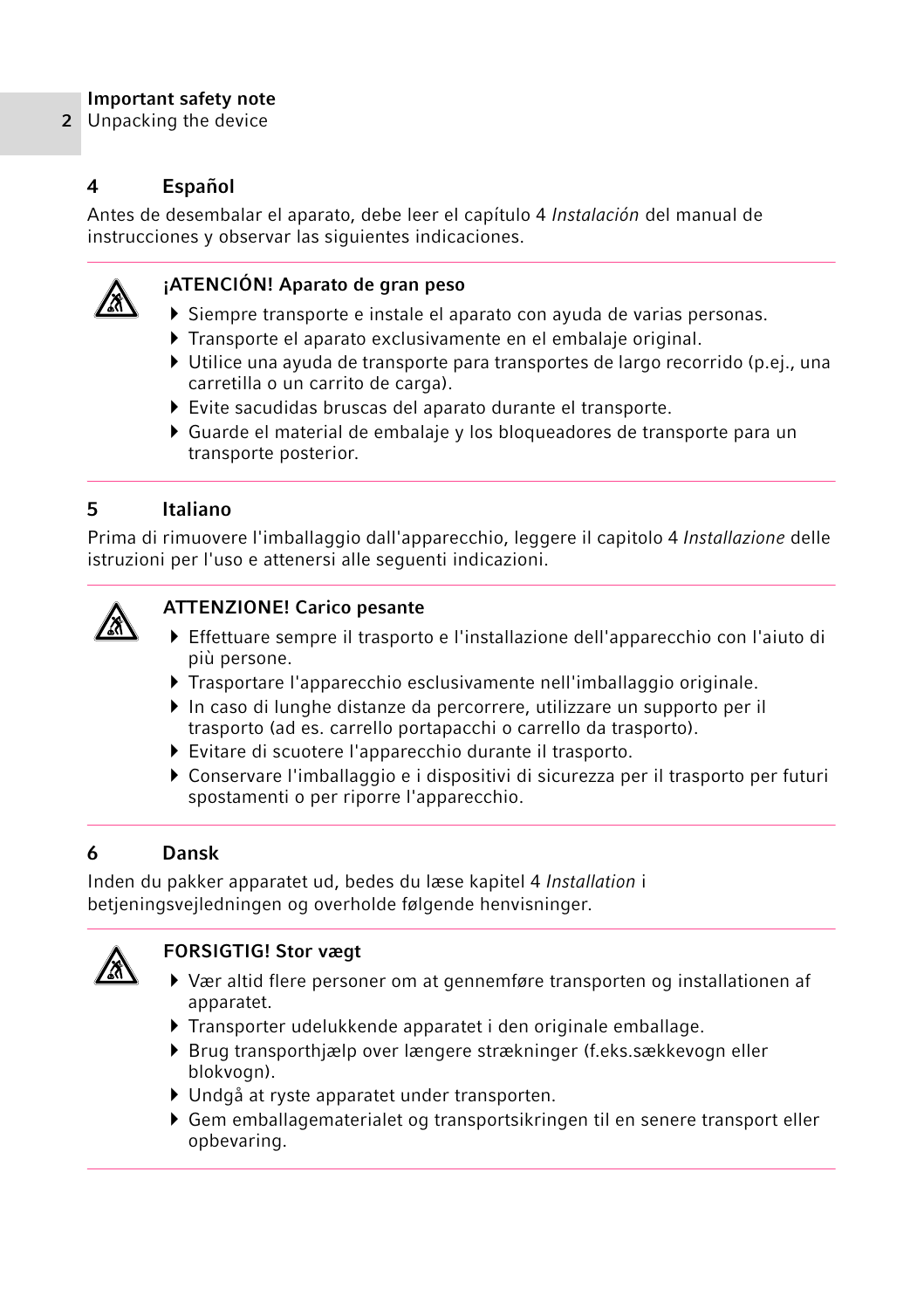## 4 Español

Antes de desembalar el aparato, debe leer el capítulo 4 *Instalación* del manual de instrucciones y observar las siguientes indicaciones.

**¡ATENCIÓN! Aparato de gran peso**

- Siempre transporte e instale el aparato con ayuda de varias personas.
- Transporte el aparato exclusivamente en el embalaje original.
- Utilice una ayuda de transporte para transportes de largo recorrido (p.ej., una carretilla o un carrito de carga).
- Evite sacudidas bruscas del aparato durante el transporte.
- Guarde el material de embalaje y los bloqueadores de transporte para un transporte posterior.

## 5 Italiano

Prima di rimuovere l'imballaggio dall'apparecchio, leggere il capitolo 4 *Installazione* delle istruzioni per l'uso e attenersi alle seguenti indicazioni.

**ATTENZIONE! Carico pesante**

- Effettuare sempre il trasporto e l'installazione dell'apparecchio con l'aiuto di più persone.
- Trasportare l'apparecchio esclusivamente nell'imballaggio originale.
- In caso di lunghe distanze da percorrere, utilizzare un supporto per il trasporto (ad es. carrello portapacchi o carrello da trasporto).
- Evitare di scuotere l'apparecchio durante il trasporto.
- Conservare l'imballaggio e i dispositivi di sicurezza per il trasporto per futuri spostamenti o per riporre l'apparecchio.

## 6 Dansk

Inden du pakker apparatet ud, bedes du læse kapitel 4 *Installation* i betjeningsvejledningen og overholde følgende henvisninger.

**FORSIGTIG! Stor vægt**

- Vær altid flere personer om at gennemføre transporten og installationen af apparatet.
- Transporter udelukkende apparatet i den originale emballage.
- Brug transporthjælp over længere strækninger (f.eks.sækkevogn eller blokvogn).
- Undgå at ryste apparatet under transporten.
- Gem emballagematerialet og transportsikringen til en senere transport eller opbevaring.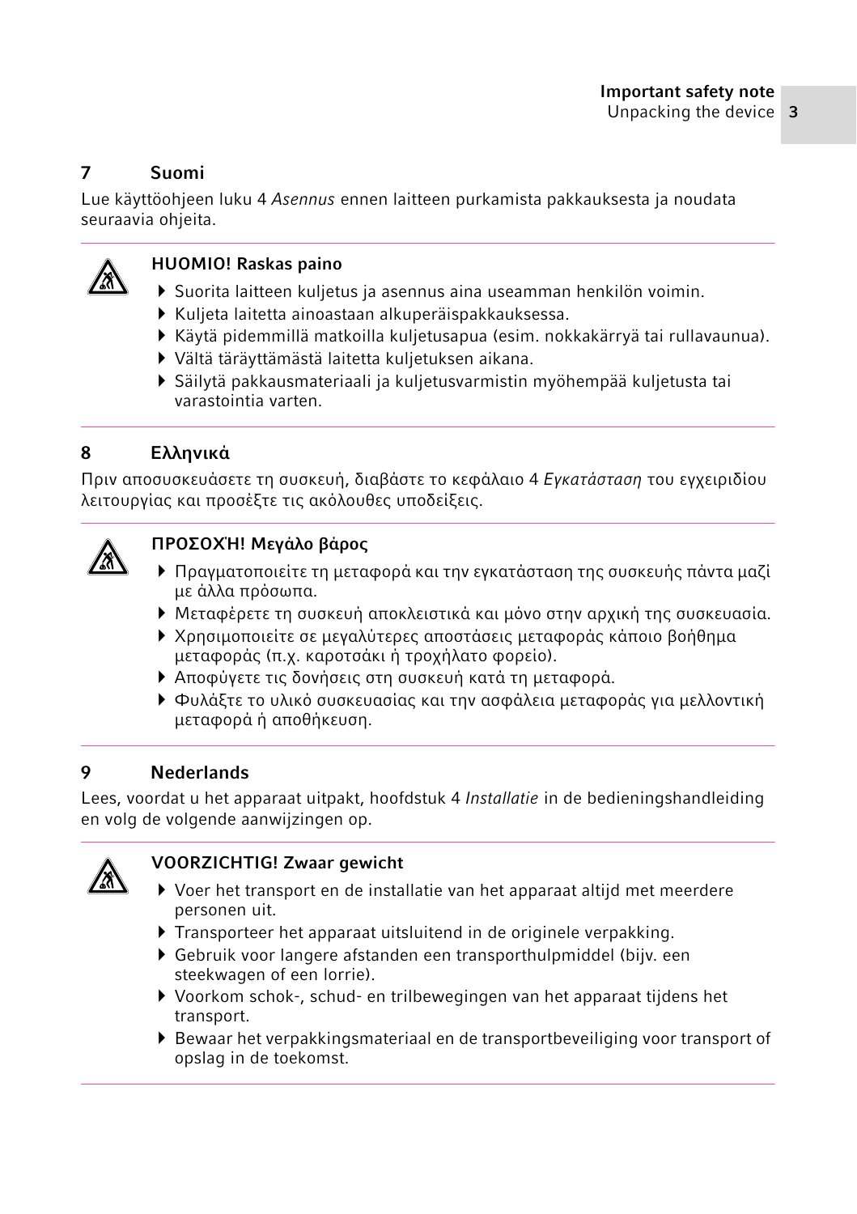## 7 Suomi

Lue käyttöohjeen luku 4 *Asennus* ennen laitteen purkamista pakkauksesta ja noudata seuraavia ohjeita.

**HUOMIO! Raskas paino**

- Suorita laitteen kuljetus ja asennus aina useamman henkilön voimin.
- Kuljeta laitetta ainoastaan alkuperäispakkauksessa.
- Käytä pidemmillä matkoilla kuljetusapua (esim. nokkakärryä tai rullavaunua).
- Vältä täräyttämästä laitetta kuljetuksen aikana.
- Säilytä pakkausmateriaali ja kuljetusvarmistin myöhempää kuljetusta tai varastointia varten.

## 8 Ελληνικά

Πριν αποσυσκευάσετε τη συσκευή, διαβάστε το κεφάλαιο 4 *Εγκατάσταση* του εγχειριδίου λειτουργίας και προσέξτε τις ακόλουθες υποδείξεις.

**ΠΡΟΣΟΧΉ! Μεγάλο βάρος**

- Πραγματοποιείτε τη μεταφορά και την εγκατάσταση της συσκευής πάντα μαζί με άλλα πρόσωπα.
- Μεταφέρετε τη συσκευή αποκλειστικά και μόνο στην αρχική της συσκευασία.
- Χρησιμοποιείτε σε μεγαλύτερες αποστάσεις μεταφοράς κάποιο βοήθημα μεταφοράς (π.χ. καροτσάκι ή τροχήλατο φορείο).
- Αποφύγετε τις δονήσεις στη συσκευή κατά τη μεταφορά.
- Φυλάξτε το υλικό συσκευασίας και την ασφάλεια μεταφοράς για μελλοντική μεταφορά ή αποθήκευση.

## 9 Nederlands

Lees, voordat u het apparaat uitpakt, hoofdstuk 4 *Installatie* in de bedieningshandleiding en volg de volgende aanwijzingen op.

**VOORZICHTIG! Zwaar gewicht**

- Voer het transport en de installatie van het apparaat altijd met meerdere personen uit.
- Transporteer het apparaat uitsluitend in de originele verpakking.
- Gebruik voor langere afstanden een transporthulpmiddel (bijv. een steekwagen of een lorrie).
- Voorkom schok-, schud- en trilbewegingen van het apparaat tijdens het transport.
- Bewaar het verpakkingsmateriaal en de transportbeveiliging voor transport of opslag in de toekomst.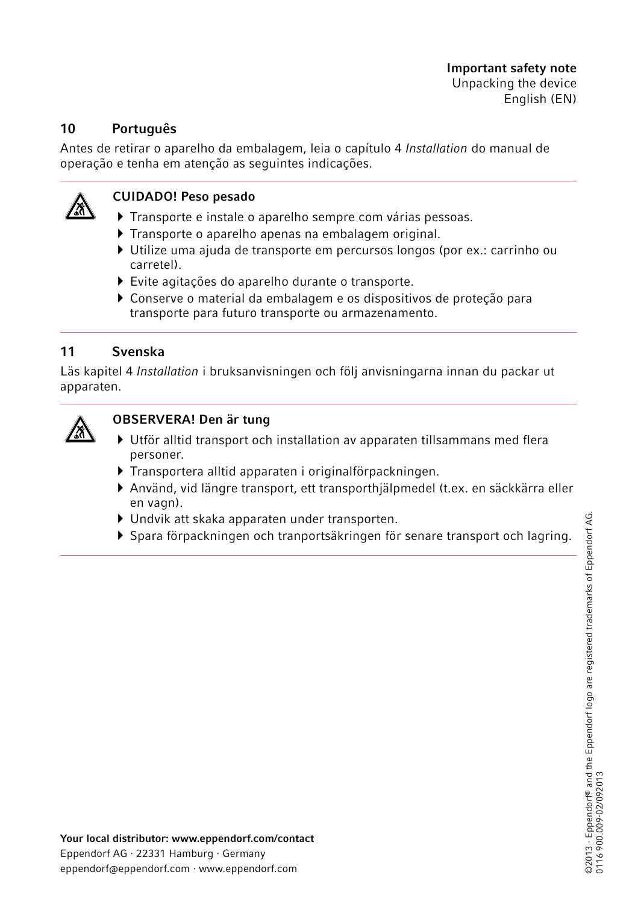## 10 Português

Antes de retirar o aparelho da embalagem, leia o capítulo 4 *Installation* do manual de operação e tenha em atenção as seguintes indicações.

**CUIDADO! Peso pesado**

- Transporte e instale o aparelho sempre com várias pessoas.
- Transporte o aparelho apenas na embalagem original.
- Utilize uma ajuda de transporte em percursos longos (por ex.: carrinho ou carretel).
- Evite agitações do aparelho durante o transporte.
- Conserve o material da embalagem e os dispositivos de proteção para transporte para futuro transporte ou armazenamento.

## 11 Svenska

Läs kapitel 4 *Installation* i bruksanvisningen och följ anvisningarna innan du packar ut apparaten.

**OBSERVERA! Den är tung**

- Utför alltid transport och installation av apparaten tillsammans med flera personer.
- Transportera alltid apparaten i originalförpackningen.
- Använd, vid längre transport, ett transporthjälpmedel (t.ex. en säckkärra eller en vagn).
- Undvik att skaka apparaten under transporten.
- Spara förpackningen och tranportsäkringen för senare transport och lagring.

**Your local distributor: www.eppendorf.com/contact**
Eppendorf AG · 22331 Hamburg · Germany
eppendorf@eppendorf.com · www.eppendorf.com

©2013 · Eppendorf® and the Eppendorf logo are registered trademarks of Eppendorf AG.
0116 900.009-02/092013